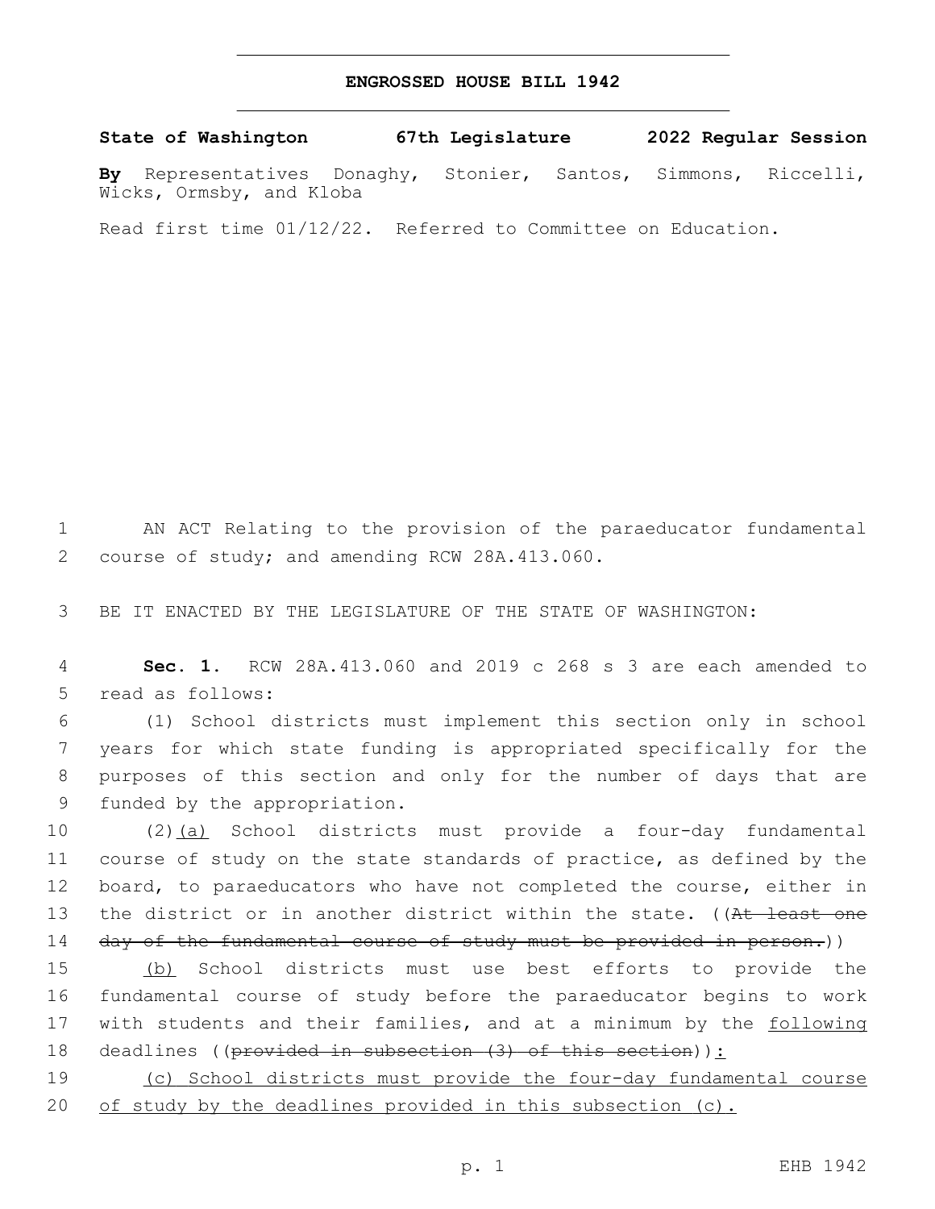# ENGROSSED HOUSE BILL 1942

**State of Washington 67th Legislature 2022 Regular Session**

**By** Representatives Donaghy, Stonier, Santos, Simmons, Riccelli, Wicks, Ormsby, and Kloba

Read first time 01/12/22. Referred to Committee on Education.

AN ACT Relating to the provision of the paraeducator fundamental course of study; and amending RCW 28A.413.060.

BE IT ENACTED BY THE LEGISLATURE OF THE STATE OF WASHINGTON:

**Sec. 1.** RCW 28A.413.060 and 2019 c 268 s 3 are each amended to read as follows:

(1) School districts must implement this section only in school years for which state funding is appropriated specifically for the purposes of this section and only for the number of days that are funded by the appropriation.

(2)<u>(a)</u> School districts must provide a four-day fundamental course of study on the state standards of practice, as defined by the board, to paraeducators who have not completed the course, either in the district or in another district within the state. ((~~At least one day of the fundamental course of study must be provided in person.~~))

<u>(b)</u> School districts must use best efforts to provide the fundamental course of study before the paraeducator begins to work with students and their families, and at a minimum by the <u>following</u> deadlines ((~~provided in subsection (3) of this section~~))<u>:</u>

<u>(c) School districts must provide the four-day fundamental course of study by the deadlines provided in this subsection (c).</u>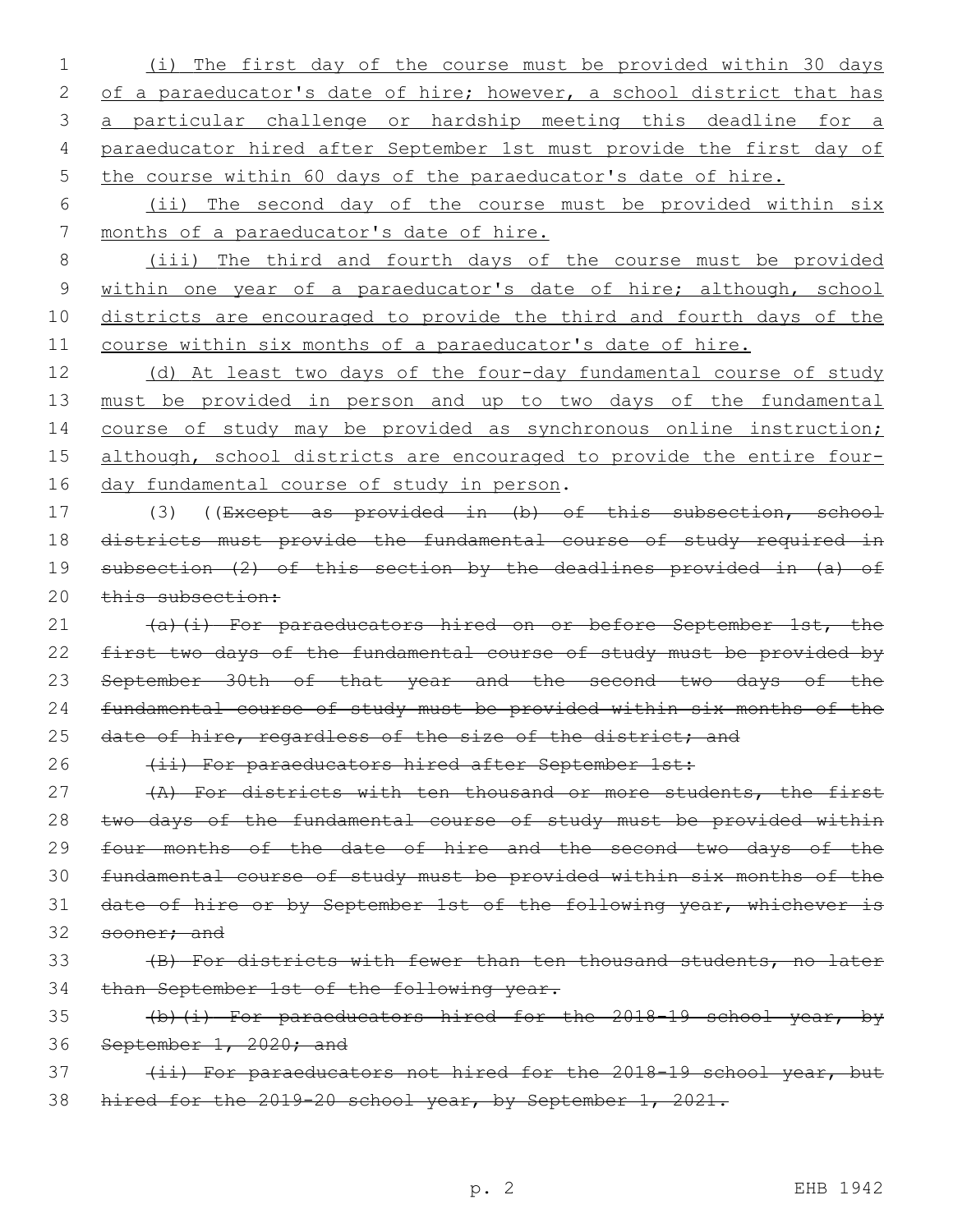(i) The first day of the course must be provided within 30 days of a paraeducator's date of hire; however, a school district that has a particular challenge or hardship meeting this deadline for a paraeducator hired after September 1st must provide the first day of the course within 60 days of the paraeducator's date of hire.

(ii) The second day of the course must be provided within six months of a paraeducator's date of hire.

(iii) The third and fourth days of the course must be provided within one year of a paraeducator's date of hire; although, school districts are encouraged to provide the third and fourth days of the course within six months of a paraeducator's date of hire.

(d) At least two days of the four-day fundamental course of study must be provided in person and up to two days of the fundamental course of study may be provided as synchronous online instruction; although, school districts are encouraged to provide the entire four-day fundamental course of study in person.

(3) ((~~Except as provided in (b) of this subsection, school districts must provide the fundamental course of study required in subsection (2) of this section by the deadlines provided in (a) of this subsection:~~

~~(a)(i) For paraeducators hired on or before September 1st, the first two days of the fundamental course of study must be provided by September 30th of that year and the second two days of the fundamental course of study must be provided within six months of the date of hire, regardless of the size of the district; and~~

~~(ii) For paraeducators hired after September 1st:~~

~~(A) For districts with ten thousand or more students, the first two days of the fundamental course of study must be provided within four months of the date of hire and the second two days of the fundamental course of study must be provided within six months of the date of hire or by September 1st of the following year, whichever is sooner; and~~

~~(B) For districts with fewer than ten thousand students, no later than September 1st of the following year.~~

~~(b)(i) For paraeducators hired for the 2018-19 school year, by September 1, 2020; and~~

~~(ii) For paraeducators not hired for the 2018-19 school year, but hired for the 2019-20 school year, by September 1, 2021.~~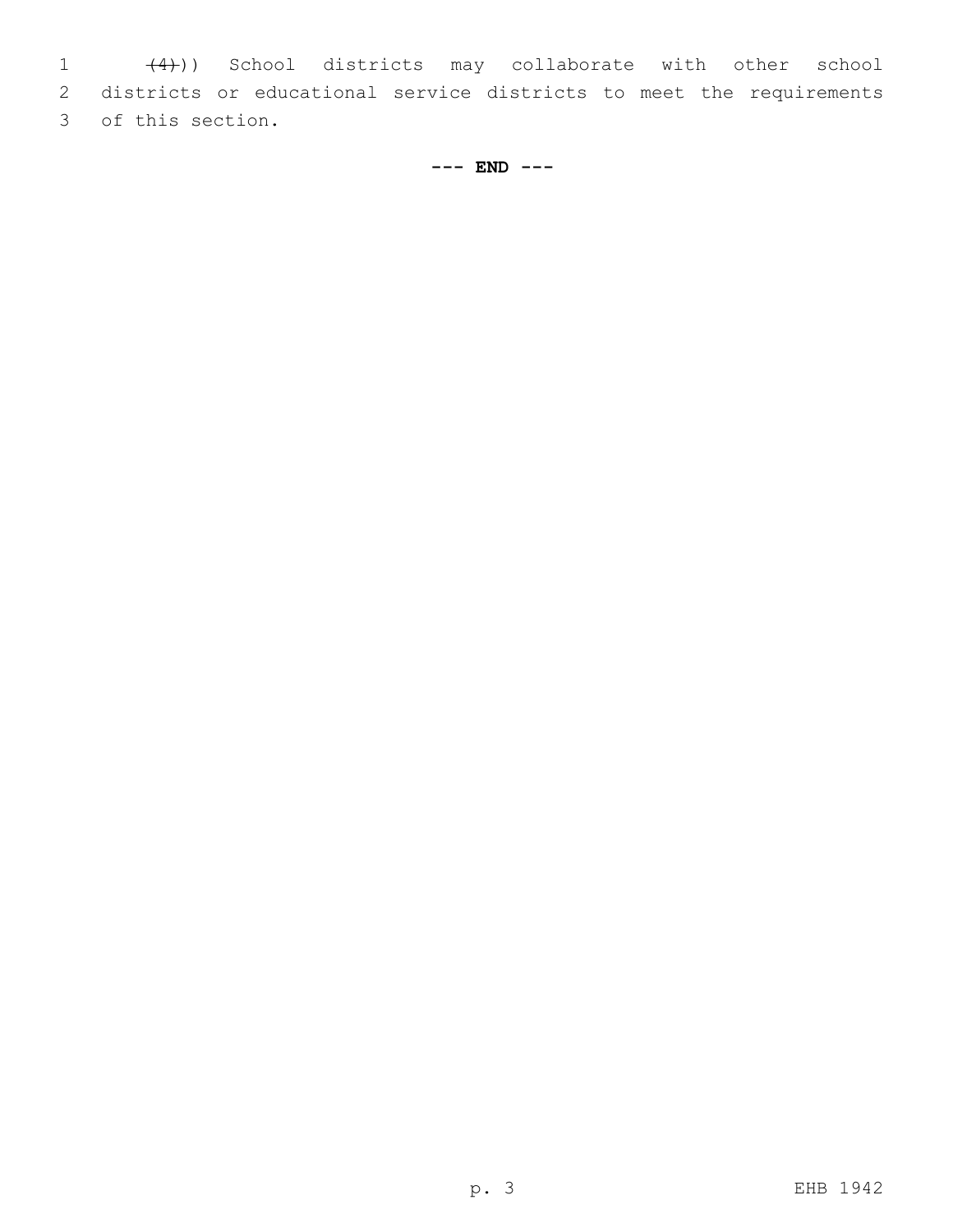~~(4)~~)) School districts may collaborate with other school districts or educational service districts to meet the requirements of this section.

--- END ---